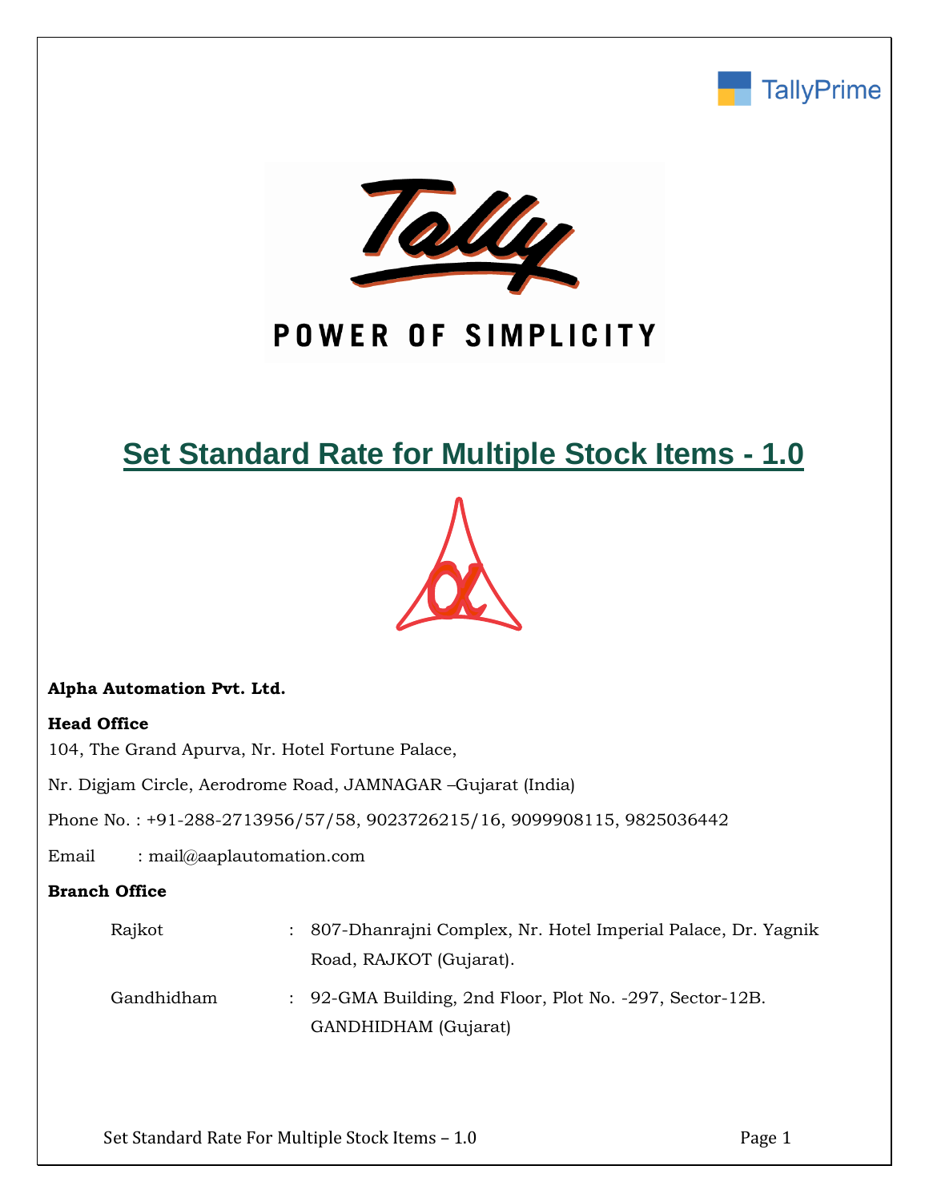TallyPrime

POWER OF SIMPLICITY

# Set Standard Rate for Multiple Stock Items - 1.0

**Alpha Automation Pvt. Ltd.**

**Head Office**

104, The Grand Apurva, Nr. Hotel Fortune Palace,

Nr. Digjam Circle, Aerodrome Road, JAMNAGAR –Gujarat (India)

Phone No. : +91-288-2713956/57/58, 9023726215/16, 9099908115, 9825036442

Email : mail@aaplautomation.com

**Branch Office**

| | | |
|---|---|---|
| Rajkot | : | 807-Dhanrajni Complex, Nr. Hotel Imperial Palace, Dr. Yagnik Road, RAJKOT (Gujarat). |
| Gandhidham | : | 92-GMA Building, 2nd Floor, Plot No. -297, Sector-12B. GANDHIDHAM (Gujarat) |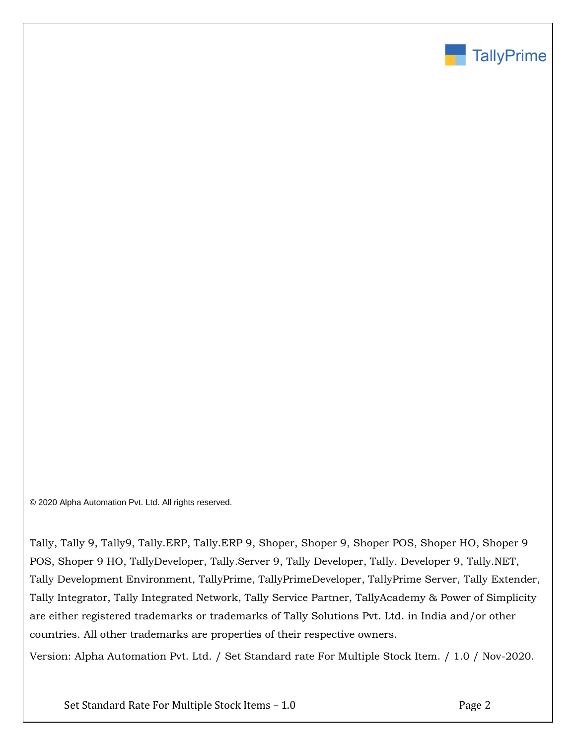© 2020 Alpha Automation Pvt. Ltd. All rights reserved.

Tally, Tally 9, Tally9, Tally.ERP, Tally.ERP 9, Shoper, Shoper 9, Shoper POS, Shoper HO, Shoper 9 POS, Shoper 9 HO, TallyDeveloper, Tally.Server 9, Tally Developer, Tally. Developer 9, Tally.NET, Tally Development Environment, TallyPrime, TallyPrimeDeveloper, TallyPrime Server, Tally Extender, Tally Integrator, Tally Integrated Network, Tally Service Partner, TallyAcademy & Power of Simplicity are either registered trademarks or trademarks of Tally Solutions Pvt. Ltd. in India and/or other countries. All other trademarks are properties of their respective owners.

Version: Alpha Automation Pvt. Ltd. / Set Standard rate For Multiple Stock Item. / 1.0 / Nov-2020.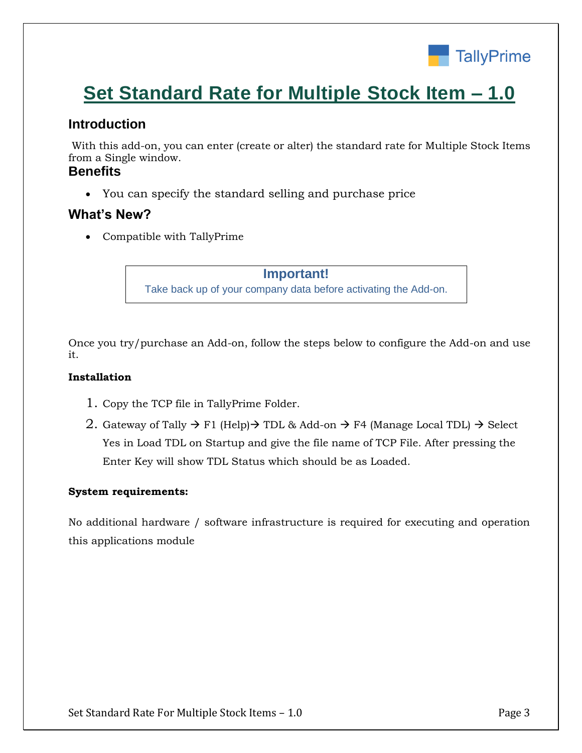# Set Standard Rate for Multiple Stock Item – 1.0

## Introduction

With this add-on, you can enter (create or alter) the standard rate for Multiple Stock Items from a Single window.

## Benefits

- You can specify the standard selling and purchase price

## What's New?

- Compatible with TallyPrime

> **Important!**
> Take back up of your company data before activating the Add-on.

Once you try/purchase an Add-on, follow the steps below to configure the Add-on and use it.

**Installation**

1. Copy the TCP file in TallyPrime Folder.
2. Gateway of Tally → F1 (Help)→ TDL & Add-on → F4 (Manage Local TDL) → Select Yes in Load TDL on Startup and give the file name of TCP File. After pressing the Enter Key will show TDL Status which should be as Loaded.

**System requirements:**

No additional hardware / software infrastructure is required for executing and operation this applications module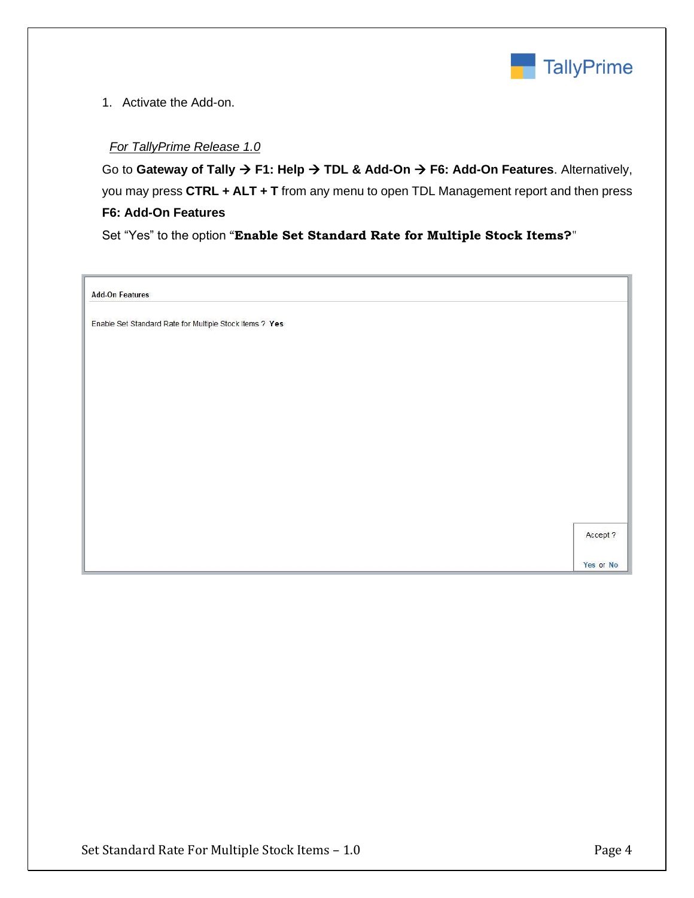1. Activate the Add-on.

*For TallyPrime Release 1.0*

Go to **Gateway of Tally → F1: Help → TDL & Add-On → F6: Add-On Features**. Alternatively, you may press **CTRL + ALT + T** from any menu to open TDL Management report and then press **F6: Add-On Features**

Set "Yes" to the option "**Enable Set Standard Rate for Multiple Stock Items?**"

Add-On Features

Enable Set Standard Rate for Multiple Stock Items ? **Yes**

Accept ?

Yes or No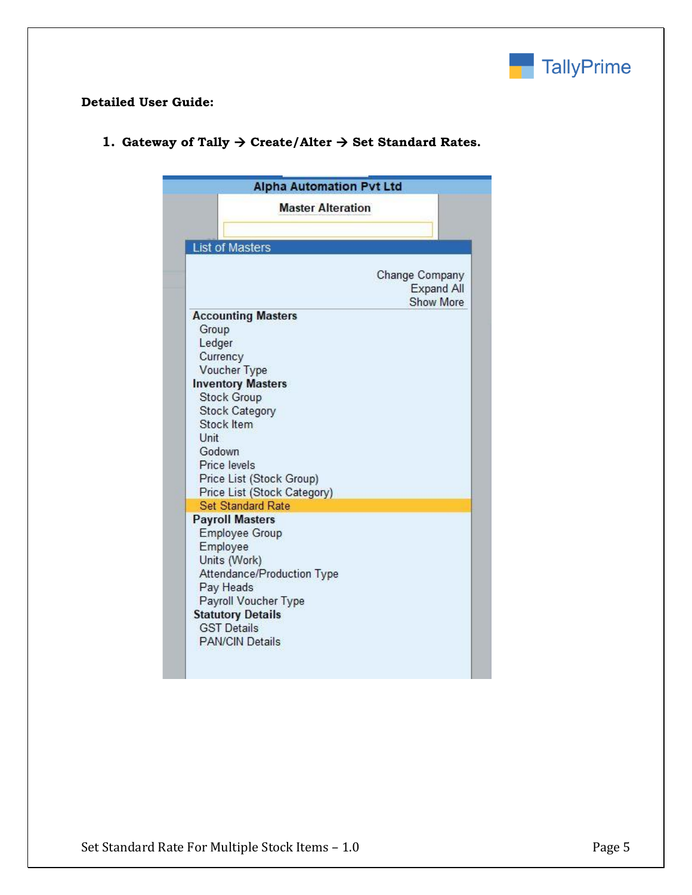**Detailed User Guide:**

1. **Gateway of Tally → Create/Alter → Set Standard Rates.**

Alpha Automation Pvt Ltd

Master Alteration

List of Masters

Change Company
Expand All
Show More

**Accounting Masters**
- Group
- Ledger
- Currency
- Voucher Type

**Inventory Masters**
- Stock Group
- Stock Category
- Stock Item
- Unit
- Godown
- Price levels
- Price List (Stock Group)
- Price List (Stock Category)
- Set Standard Rate

**Payroll Masters**
- Employee Group
- Employee
- Units (Work)
- Attendance/Production Type
- Pay Heads
- Payroll Voucher Type

**Statutory Details**
- GST Details
- PAN/CIN Details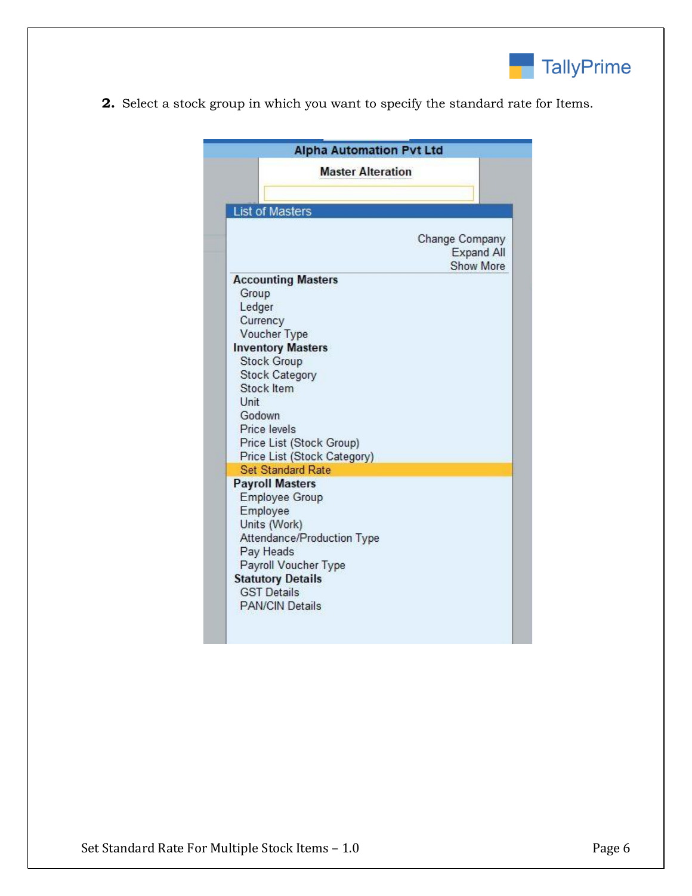2. Select a stock group in which you want to specify the standard rate for Items.

Alpha Automation Pvt Ltd

Master Alteration

List of Masters

Change Company
Expand All
Show More

**Accounting Masters**
- Group
- Ledger
- Currency
- Voucher Type

**Inventory Masters**
- Stock Group
- Stock Category
- Stock Item
- Unit
- Godown
- Price levels
- Price List (Stock Group)
- Price List (Stock Category)
- Set Standard Rate

**Payroll Masters**
- Employee Group
- Employee
- Units (Work)
- Attendance/Production Type
- Pay Heads
- Payroll Voucher Type

**Statutory Details**
- GST Details
- PAN/CIN Details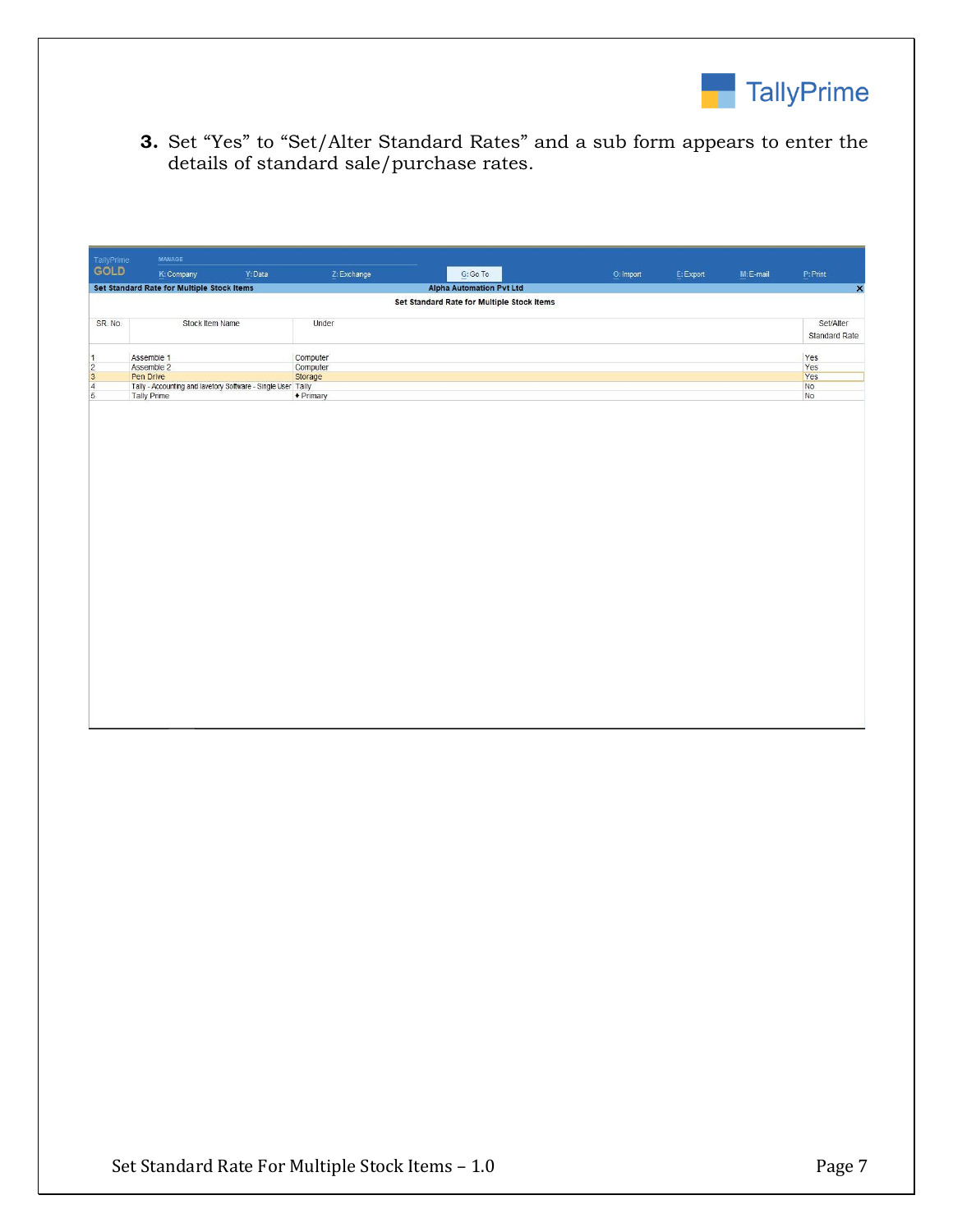3. Set “Yes” to “Set/Alter Standard Rates” and a sub form appears to enter the details of standard sale/purchase rates.

TallyPrime GOLD | MANAGE | K: Company | Y: Data | Z: Exchange | G: Go To | O: Import | E: Export | M: E-mail | P: Print

Set Standard Rate for Multiple Stock Items | Alpha Automation Pvt Ltd

**Set Standard Rate for Multiple Stock Items**

| SR. No. | Stock Item Name | Under | Set/Alter Standard Rate |
|---|---|---|---|
| 1 | Assemble 1 | Computer | Yes |
| 2 | Assemble 2 | Computer | Yes |
| 3 | Pen Drive | Storage | Yes |
| 4 | Tally - Accounting and lavetory Software - Single User | Tally | No |
| 5 | Tally Prime | ♦ Primary | No |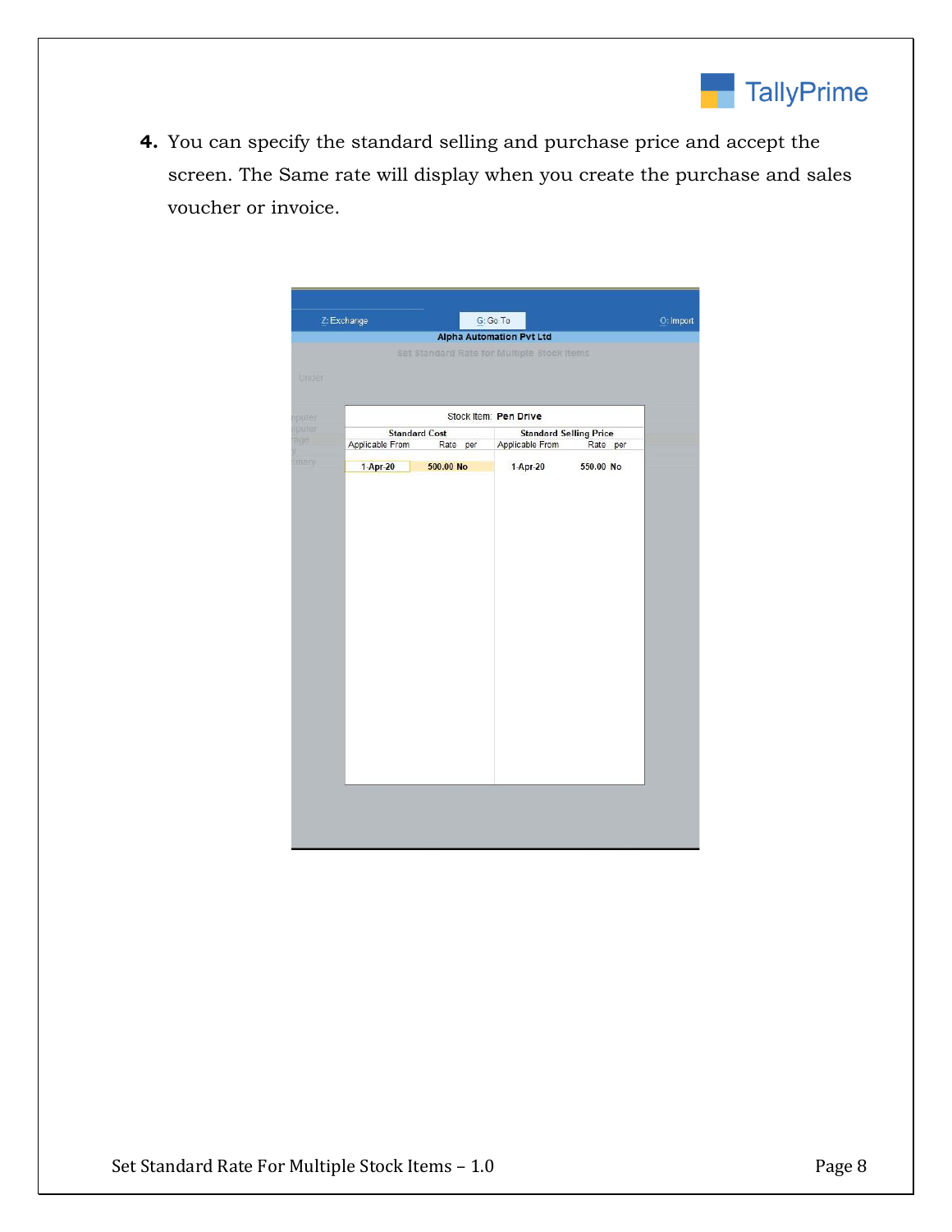4. You can specify the standard selling and purchase price and accept the screen. The Same rate will display when you create the purchase and sales voucher or invoice.

Z: Exchange | G: Go To | O: Import

Alpha Automation Pvt Ltd

Set Standard Rate for Multiple Stock Items

Stock Item: **Pen Drive**

| Standard Cost | | Standard Selling Price | |
|---|---|---|---|
| Applicable From | Rate per | Applicable From | Rate per |
| 1-Apr-20 | 500.00 No | 1-Apr-20 | 550.00 No |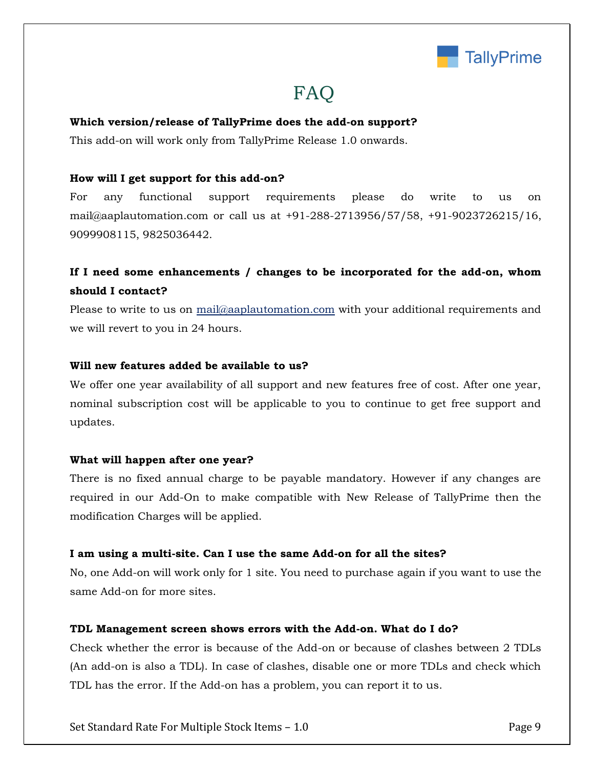# FAQ

**Which version/release of TallyPrime does the add-on support?**

This add-on will work only from TallyPrime Release 1.0 onwards.

**How will I get support for this add-on?**

For any functional support requirements please do write to us on mail@aaplautomation.com or call us at +91-288-2713956/57/58, +91-9023726215/16, 9099908115, 9825036442.

**If I need some enhancements / changes to be incorporated for the add-on, whom should I contact?**

Please to write to us on mail@aaplautomation.com with your additional requirements and we will revert to you in 24 hours.

**Will new features added be available to us?**

We offer one year availability of all support and new features free of cost. After one year, nominal subscription cost will be applicable to you to continue to get free support and updates.

**What will happen after one year?**

There is no fixed annual charge to be payable mandatory. However if any changes are required in our Add-On to make compatible with New Release of TallyPrime then the modification Charges will be applied.

**I am using a multi-site. Can I use the same Add-on for all the sites?**

No, one Add-on will work only for 1 site. You need to purchase again if you want to use the same Add-on for more sites.

**TDL Management screen shows errors with the Add-on. What do I do?**

Check whether the error is because of the Add-on or because of clashes between 2 TDLs (An add-on is also a TDL). In case of clashes, disable one or more TDLs and check which TDL has the error. If the Add-on has a problem, you can report it to us.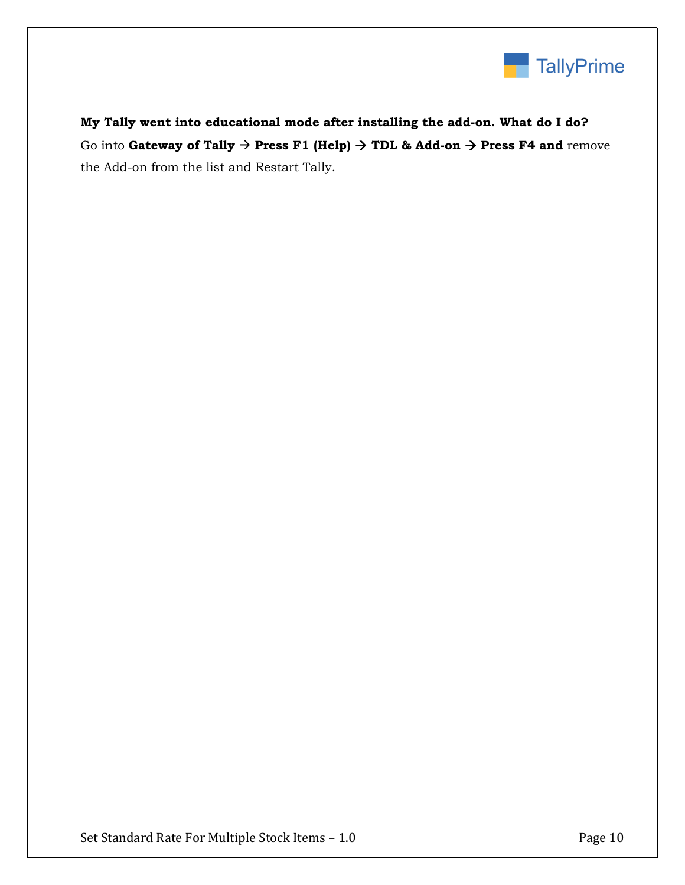**My Tally went into educational mode after installing the add-on. What do I do?**

Go into **Gateway of Tally → Press F1 (Help) → TDL & Add-on → Press F4 and** remove the Add-on from the list and Restart Tally.